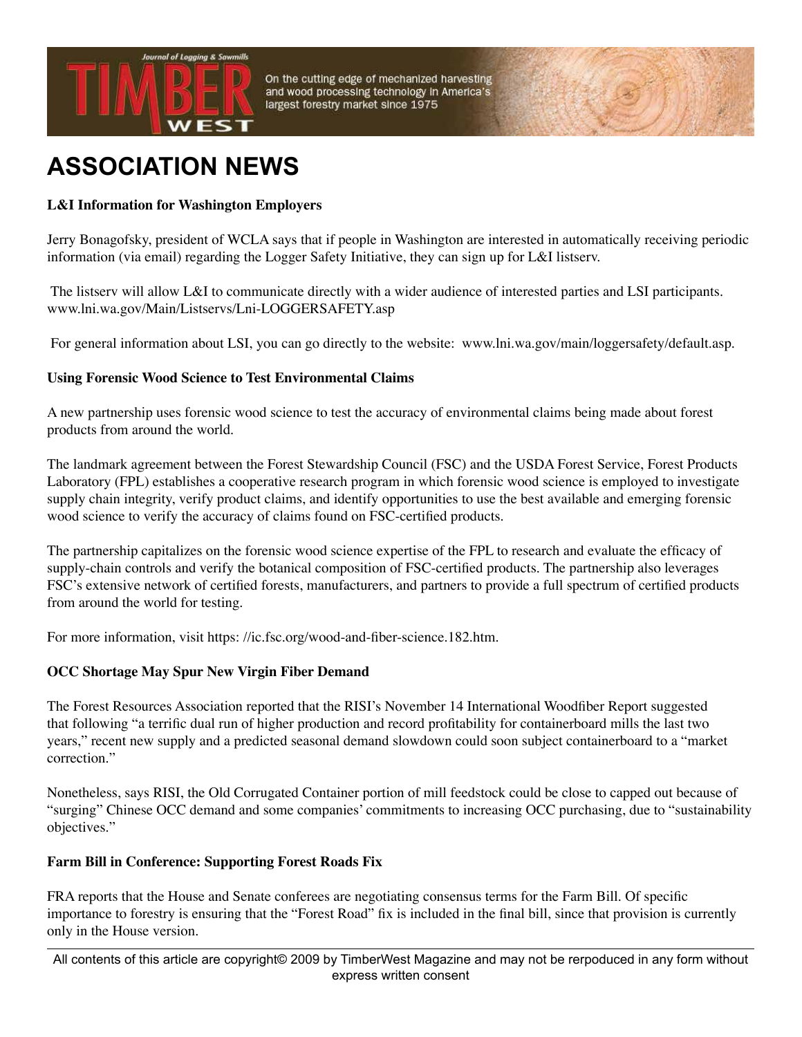# ASSOCIATION NEWS

**L&I Information for Washington Employers**

Jerry Bonagofsky, president of WCLA says that if people in Washington are interested in automatically receiving periodic information (via email) regarding the Logger Safety Initiative, they can sign up for L&I listserv.

The listserv will allow L&I to communicate directly with a wider audience of interested parties and LSI participants. www.lni.wa.gov/Main/Listservs/Lni-LOGGERSAFETY.asp

For general information about LSI, you can go directly to the website: www.lni.wa.gov/main/loggersafety/default.asp.

**Using Forensic Wood Science to Test Environmental Claims**

A new partnership uses forensic wood science to test the accuracy of environmental claims being made about forest products from around the world.

The landmark agreement between the Forest Stewardship Council (FSC) and the USDA Forest Service, Forest Products Laboratory (FPL) establishes a cooperative research program in which forensic wood science is employed to investigate supply chain integrity, verify product claims, and identify opportunities to use the best available and emerging forensic wood science to verify the accuracy of claims found on FSC-certified products.

The partnership capitalizes on the forensic wood science expertise of the FPL to research and evaluate the efficacy of supply-chain controls and verify the botanical composition of FSC-certified products. The partnership also leverages FSC's extensive network of certified forests, manufacturers, and partners to provide a full spectrum of certified products from around the world for testing.

For more information, visit https: //ic.fsc.org/wood-and-fiber-science.182.htm.

**OCC Shortage May Spur New Virgin Fiber Demand**

The Forest Resources Association reported that the RISI's November 14 International Woodfiber Report suggested that following "a terrific dual run of higher production and record profitability for containerboard mills the last two years," recent new supply and a predicted seasonal demand slowdown could soon subject containerboard to a "market correction."

Nonetheless, says RISI, the Old Corrugated Container portion of mill feedstock could be close to capped out because of "surging" Chinese OCC demand and some companies' commitments to increasing OCC purchasing, due to "sustainability objectives."

**Farm Bill in Conference: Supporting Forest Roads Fix**

FRA reports that the House and Senate conferees are negotiating consensus terms for the Farm Bill. Of specific importance to forestry is ensuring that the "Forest Road" fix is included in the final bill, since that provision is currently only in the House version.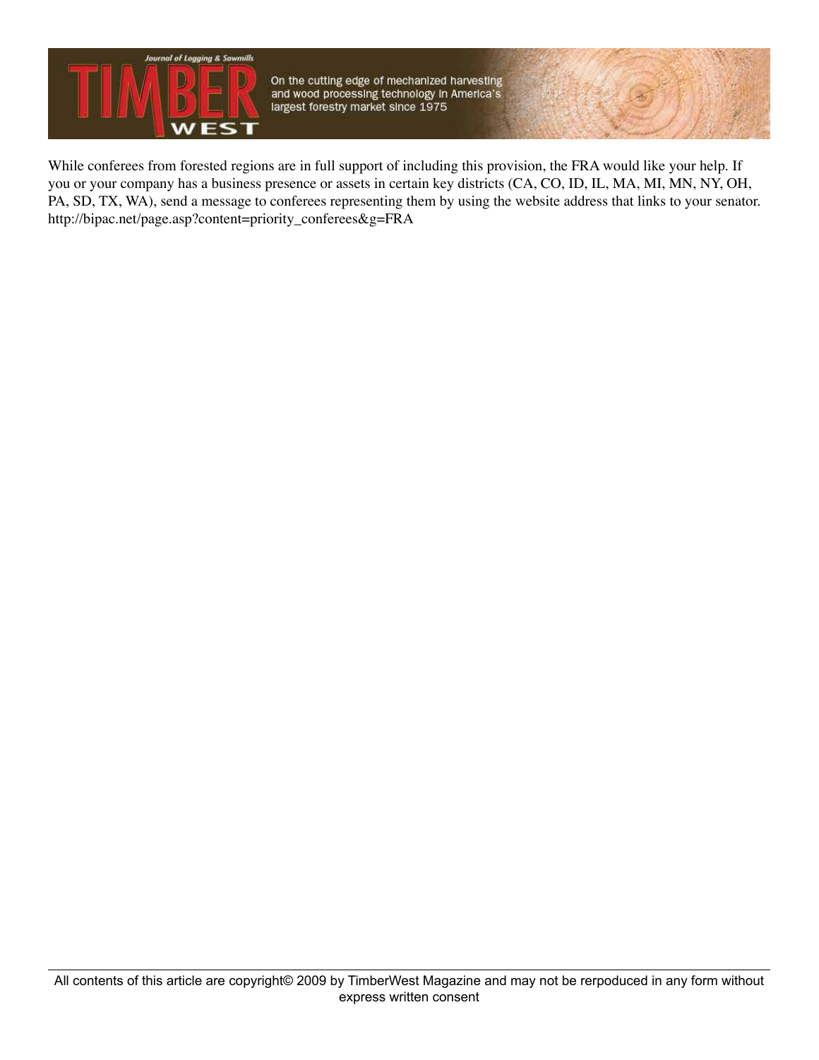While conferees from forested regions are in full support of including this provision, the FRA would like your help. If you or your company has a business presence or assets in certain key districts (CA, CO, ID, IL, MA, MI, MN, NY, OH, PA, SD, TX, WA), send a message to conferees representing them by using the website address that links to your senator. http://bipac.net/page.asp?content=priority_conferees&g=FRA